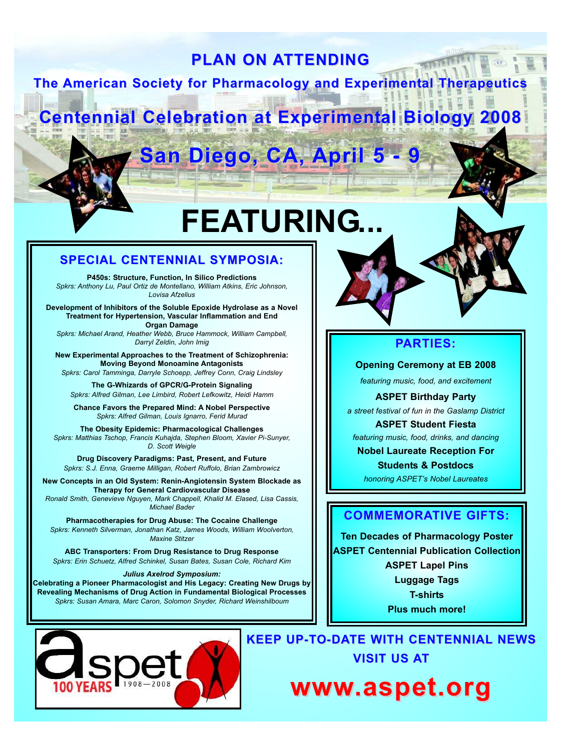# PLAN ON ATTENDING

## The American Society for Pharmacology and Experimental Therapeutics

## Centennial Celebration at Experimental Biology 2008

## San Diego, CA, April 5 - 9

# FEATURING...

## SPECIAL CENTENNIAL SYMPOSIA:

**P450s: Structure, Function, In Silico Predictions**
*Spkrs: Anthony Lu, Paul Ortiz de Montellano, William Atkins, Eric Johnson, Lovisa Afzelius*

**Development of Inhibitors of the Soluble Epoxide Hydrolase as a Novel Treatment for Hypertension, Vascular Inflammation and End Organ Damage**
*Spkrs: Michael Arand, Heather Webb, Bruce Hammock, William Campbell, Darryl Zeldin, John Imig*

**New Experimental Approaches to the Treatment of Schizophrenia: Moving Beyond Monoamine Antagonists**
*Spkrs: Carol Tamminga, Darryle Schoepp, Jeffrey Conn, Craig Lindsley*

**The G-Whizards of GPCR/G-Protein Signaling**
*Spkrs: Alfred Gilman, Lee Limbird, Robert Lefkowitz, Heidi Hamm*

**Chance Favors the Prepared Mind: A Nobel Perspective**
*Spkrs: Alfred Gilman, Louis Ignarro, Ferid Murad*

**The Obesity Epidemic: Pharmacological Challenges**
*Spkrs: Matthias Tschop, Francis Kuhajda, Stephen Bloom, Xavier Pi-Sunyer, D. Scott Weigle*

**Drug Discovery Paradigms: Past, Present, and Future**
*Spkrs: S.J. Enna, Graeme Milligan, Robert Ruffolo, Brian Zambrowicz*

**New Concepts in an Old System: Renin-Angiotensin System Blockade as Therapy for General Cardiovascular Disease**
*Ronald Smith, Genevieve Nguyen, Mark Chappell, Khalid M. Elased, Lisa Cassis, Michael Bader*

**Pharmacotherapies for Drug Abuse: The Cocaine Challenge**
*Spkrs: Kenneth Silverman, Jonathan Katz, James Woods, William Woolverton, Maxine Stitzer*

**ABC Transporters: From Drug Resistance to Drug Response**
*Spkrs: Erin Schuetz, Alfred Schinkel, Susan Bates, Susan Cole, Richard Kim*

***Julius Axelrod Symposium:***
**Celebrating a Pioneer Pharmacologist and His Legacy: Creating New Drugs by Revealing Mechanisms of Drug Action in Fundamental Biological Processes**
*Spkrs: Susan Amara, Marc Caron, Solomon Snyder, Richard Weinshilboum*

## PARTIES:

**Opening Ceremony at EB 2008**
*featuring music, food, and excitement*

**ASPET Birthday Party**
*a street festival of fun in the Gaslamp District*

**ASPET Student Fiesta**
*featuring music, food, drinks, and dancing*

**Nobel Laureate Reception For Students & Postdocs**
*honoring ASPET's Nobel Laureates*

## COMMEMORATIVE GIFTS:

**Ten Decades of Pharmacology Poster**
**ASPET Centennial Publication Collection**
**ASPET Lapel Pins**
**Luggage Tags**
**T-shirts**
**Plus much more!**

aspet 100 YEARS 1908—2008

**KEEP UP-TO-DATE WITH CENTENNIAL NEWS**
**VISIT US AT**

# www.aspet.org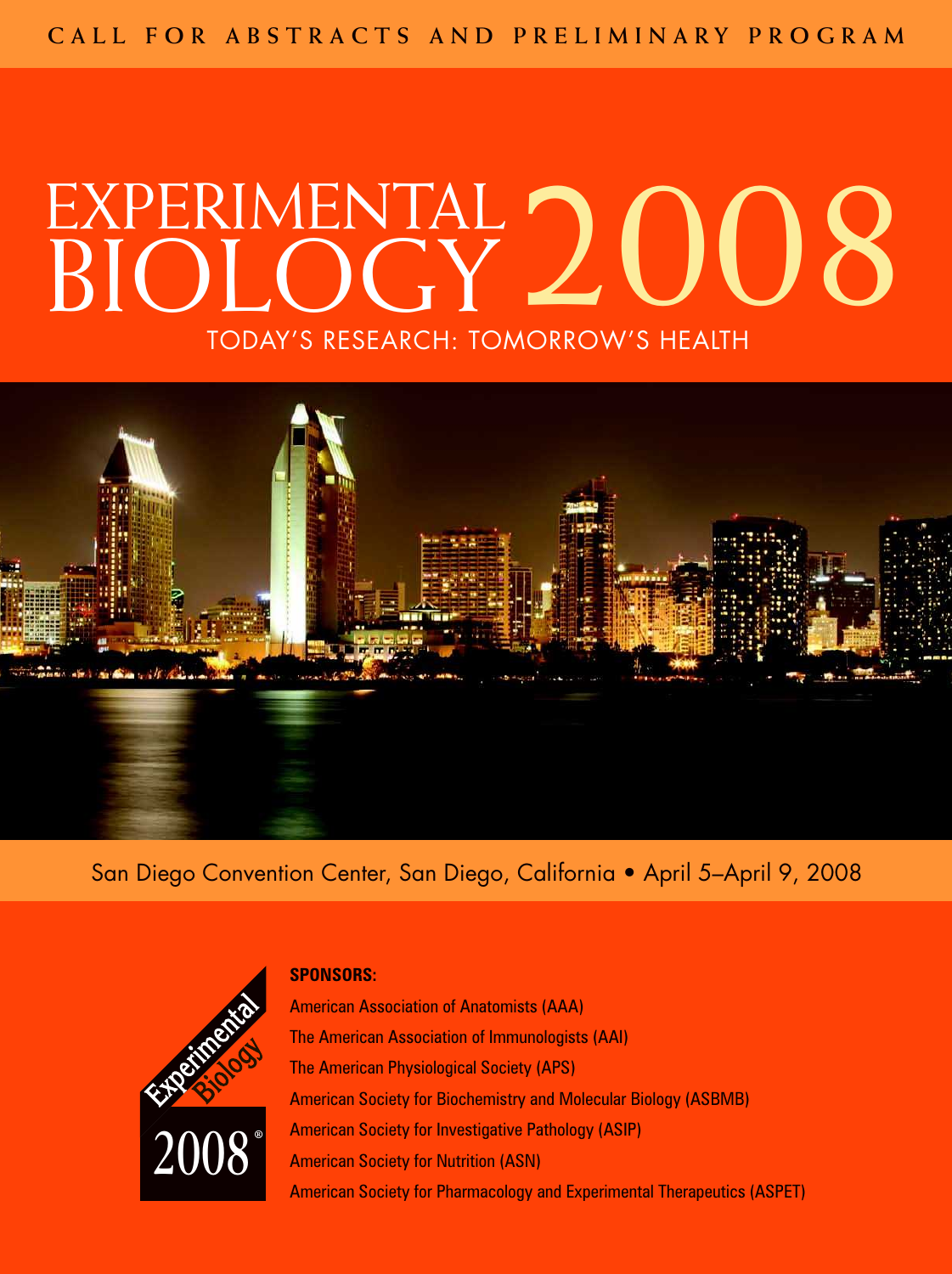CALL FOR ABSTRACTS AND PRELIMINARY PROGRAM

# EXPERIMENTAL BIOLOGY 2008

TODAY'S RESEARCH: TOMORROW'S HEALTH

San Diego Convention Center, San Diego, California • April 5–April 9, 2008

Experimental Biology 2008®

**SPONSORS:**

American Association of Anatomists (AAA)

The American Association of Immunologists (AAI)

The American Physiological Society (APS)

American Society for Biochemistry and Molecular Biology (ASBMB)

American Society for Investigative Pathology (ASIP)

American Society for Nutrition (ASN)

American Society for Pharmacology and Experimental Therapeutics (ASPET)